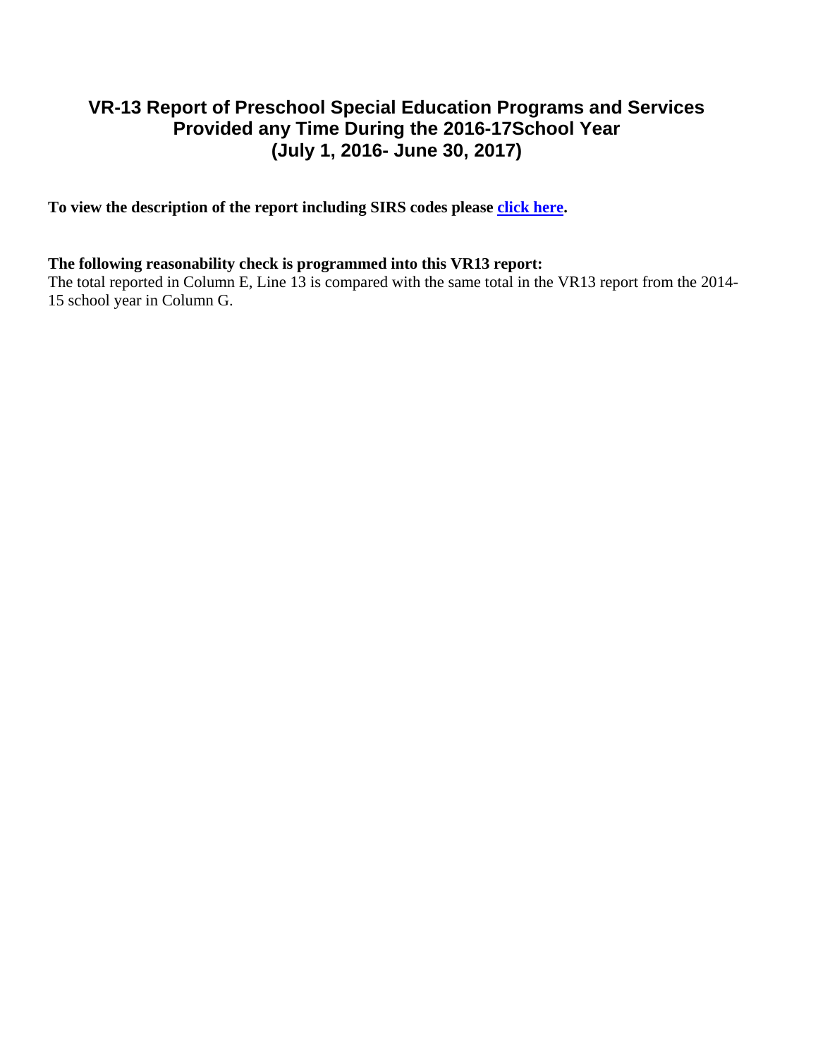# VR-13 Report of Preschool Special Education Programs and Services Provided any Time During the 2016-17School Year (July 1, 2016- June 30, 2017)

**To view the description of the report including SIRS codes please click here.**

**The following reasonability check is programmed into this VR13 report:**

The total reported in Column E, Line 13 is compared with the same total in the VR13 report from the 2014-15 school year in Column G.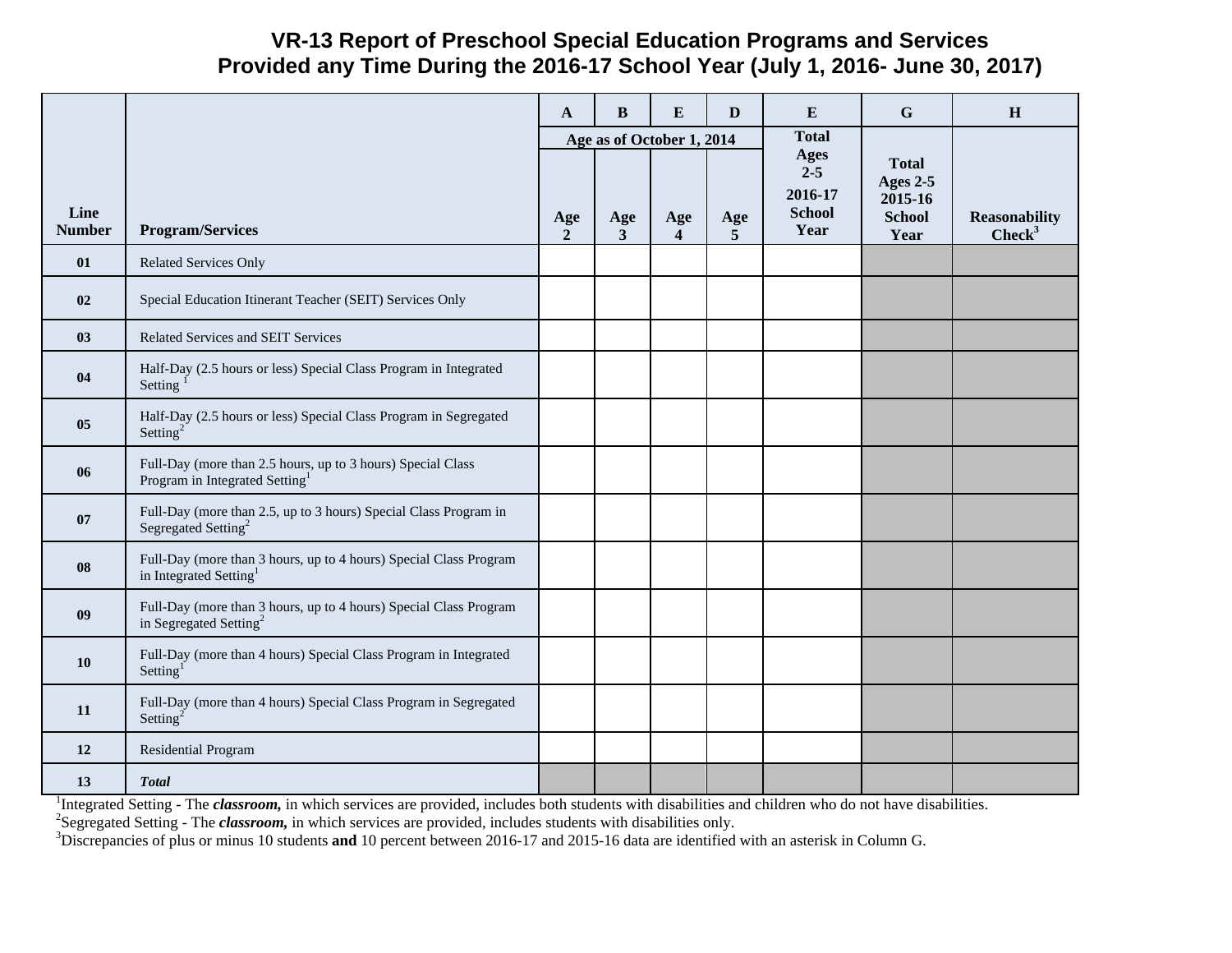# VR-13 Report of Preschool Special Education Programs and Services Provided any Time During the 2016-17 School Year (July 1, 2016- June 30, 2017)

| | | A | B | E | D | E | G | H |
|---|---|---|---|---|---|---|---|---|
| | | Age as of October 1, 2014 | | | | Total Ages 2-5 2016-17 School Year | Total Ages 2-5 2015-16 School Year | Reasonability Check[3] |
| Line Number | Program/Services | Age 2 | Age 3 | Age 4 | Age 5 | | | |
| 01 | Related Services Only | | | | | | | |
| 02 | Special Education Itinerant Teacher (SEIT) Services Only | | | | | | | |
| 03 | Related Services and SEIT Services | | | | | | | |
| 04 | Half-Day (2.5 hours or less) Special Class Program in Integrated Setting [1] | | | | | | | |
| 05 | Half-Day (2.5 hours or less) Special Class Program in Segregated Setting[2] | | | | | | | |
| 06 | Full-Day (more than 2.5 hours, up to 3 hours) Special Class Program in Integrated Setting[1] | | | | | | | |
| 07 | Full-Day (more than 2.5, up to 3 hours) Special Class Program in Segregated Setting[2] | | | | | | | |
| 08 | Full-Day (more than 3 hours, up to 4 hours) Special Class Program in Integrated Setting[1] | | | | | | | |
| 09 | Full-Day (more than 3 hours, up to 4 hours) Special Class Program in Segregated Setting[2] | | | | | | | |
| 10 | Full-Day (more than 4 hours) Special Class Program in Integrated Setting[1] | | | | | | | |
| 11 | Full-Day (more than 4 hours) Special Class Program in Segregated Setting[2] | | | | | | | |
| 12 | Residential Program | | | | | | | |
| 13 | ***Total*** | | | | | | | |

[1]Integrated Setting - The ***classroom,*** in which services are provided, includes both students with disabilities and children who do not have disabilities.
[2]Segregated Setting - The ***classroom,*** in which services are provided, includes students with disabilities only.
[3]Discrepancies of plus or minus 10 students **and** 10 percent between 2016-17 and 2015-16 data are identified with an asterisk in Column G.